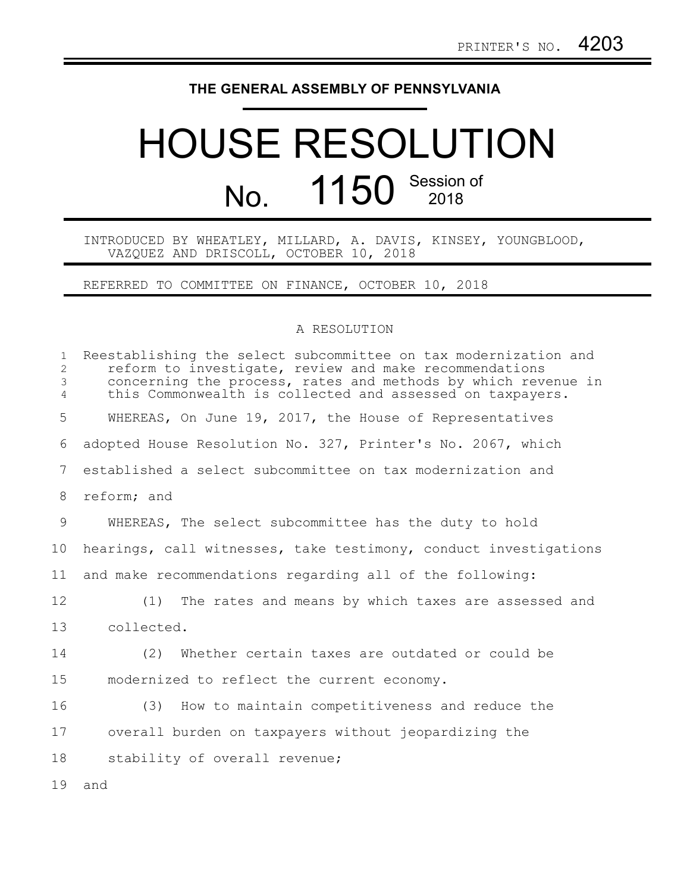PRINTER'S NO. 4203

# THE GENERAL ASSEMBLY OF PENNSYLVANIA

# HOUSE RESOLUTION

## No. 1150 Session of 2018

INTRODUCED BY WHEATLEY, MILLARD, A. DAVIS, KINSEY, YOUNGBLOOD, VAZQUEZ AND DRISCOLL, OCTOBER 10, 2018

REFERRED TO COMMITTEE ON FINANCE, OCTOBER 10, 2018

A RESOLUTION

Reestablishing the select subcommittee on tax modernization and reform to investigate, review and make recommendations concerning the process, rates and methods by which revenue in this Commonwealth is collected and assessed on taxpayers.

WHEREAS, On June 19, 2017, the House of Representatives adopted House Resolution No. 327, Printer's No. 2067, which established a select subcommittee on tax modernization and reform; and

WHEREAS, The select subcommittee has the duty to hold hearings, call witnesses, take testimony, conduct investigations and make recommendations regarding all of the following:

(1) The rates and means by which taxes are assessed and collected.

(2) Whether certain taxes are outdated or could be modernized to reflect the current economy.

(3) How to maintain competitiveness and reduce the overall burden on taxpayers without jeopardizing the stability of overall revenue;

and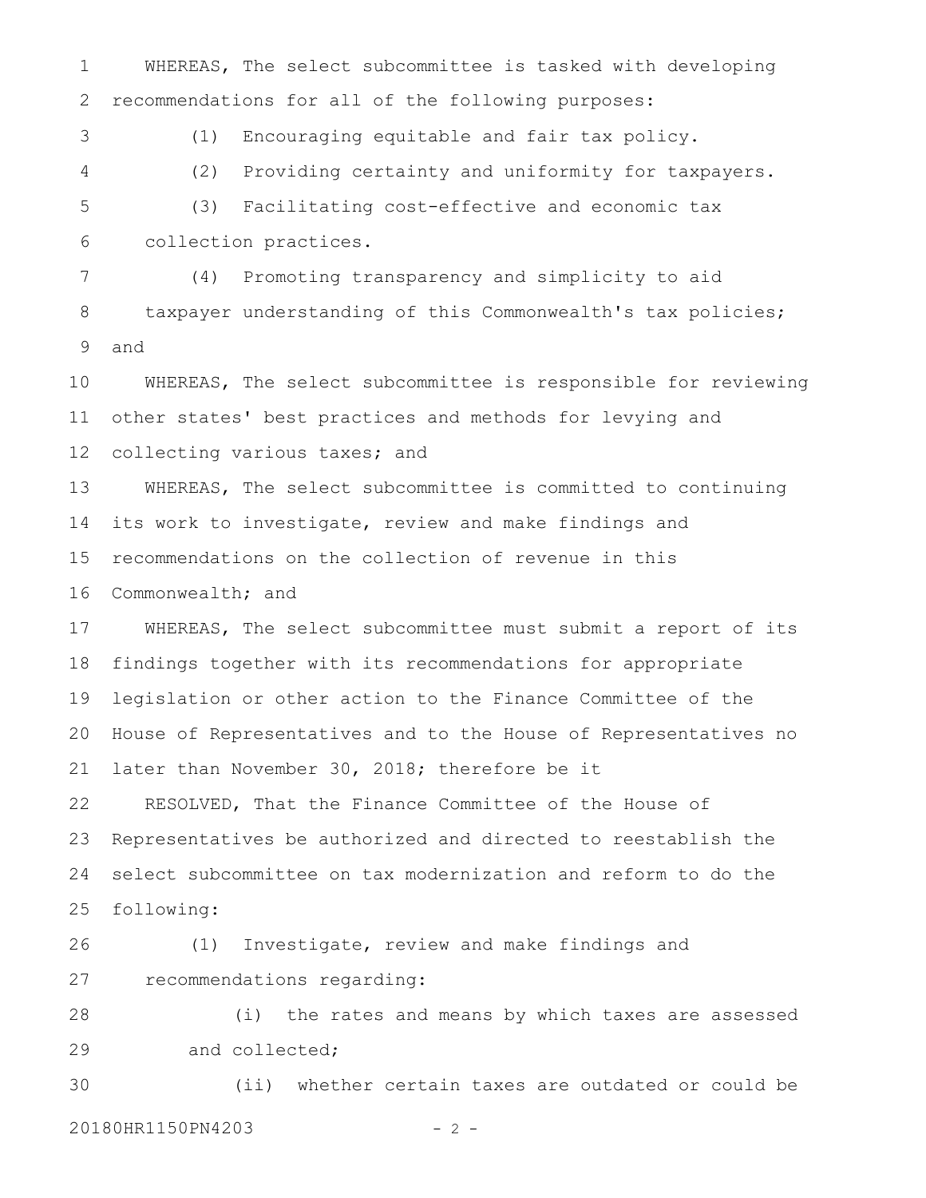WHEREAS, The select subcommittee is tasked with developing recommendations for all of the following purposes:

(1) Encouraging equitable and fair tax policy.

(2) Providing certainty and uniformity for taxpayers.

(3) Facilitating cost-effective and economic tax collection practices.

(4) Promoting transparency and simplicity to aid taxpayer understanding of this Commonwealth's tax policies; and

WHEREAS, The select subcommittee is responsible for reviewing other states' best practices and methods for levying and collecting various taxes; and

WHEREAS, The select subcommittee is committed to continuing its work to investigate, review and make findings and recommendations on the collection of revenue in this Commonwealth; and

WHEREAS, The select subcommittee must submit a report of its findings together with its recommendations for appropriate legislation or other action to the Finance Committee of the House of Representatives and to the House of Representatives no later than November 30, 2018; therefore be it

RESOLVED, That the Finance Committee of the House of Representatives be authorized and directed to reestablish the select subcommittee on tax modernization and reform to do the following:

(1) Investigate, review and make findings and recommendations regarding:

(i) the rates and means by which taxes are assessed and collected;

(ii) whether certain taxes are outdated or could be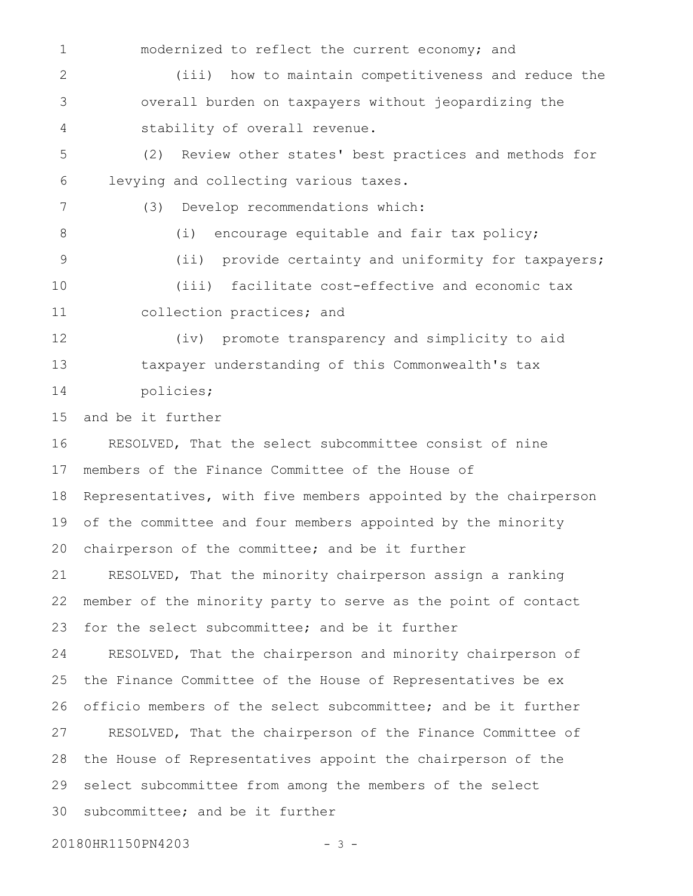modernized to reflect the current economy; and

(iii) how to maintain competitiveness and reduce the overall burden on taxpayers without jeopardizing the stability of overall revenue.

(2) Review other states' best practices and methods for levying and collecting various taxes.

(3) Develop recommendations which:

(i) encourage equitable and fair tax policy;

(ii) provide certainty and uniformity for taxpayers;

(iii) facilitate cost-effective and economic tax collection practices; and

(iv) promote transparency and simplicity to aid taxpayer understanding of this Commonwealth's tax policies;

and be it further

RESOLVED, That the select subcommittee consist of nine members of the Finance Committee of the House of Representatives, with five members appointed by the chairperson of the committee and four members appointed by the minority chairperson of the committee; and be it further

RESOLVED, That the minority chairperson assign a ranking member of the minority party to serve as the point of contact for the select subcommittee; and be it further

RESOLVED, That the chairperson and minority chairperson of the Finance Committee of the House of Representatives be ex officio members of the select subcommittee; and be it further

RESOLVED, That the chairperson of the Finance Committee of the House of Representatives appoint the chairperson of the select subcommittee from among the members of the select subcommittee; and be it further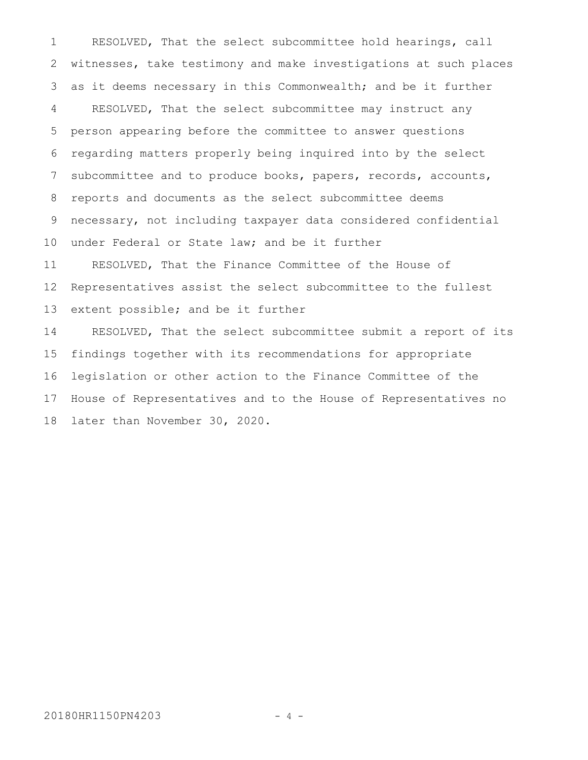RESOLVED, That the select subcommittee hold hearings, call witnesses, take testimony and make investigations at such places as it deems necessary in this Commonwealth; and be it further

RESOLVED, That the select subcommittee may instruct any person appearing before the committee to answer questions regarding matters properly being inquired into by the select subcommittee and to produce books, papers, records, accounts, reports and documents as the select subcommittee deems necessary, not including taxpayer data considered confidential under Federal or State law; and be it further

RESOLVED, That the Finance Committee of the House of Representatives assist the select subcommittee to the fullest extent possible; and be it further

RESOLVED, That the select subcommittee submit a report of its findings together with its recommendations for appropriate legislation or other action to the Finance Committee of the House of Representatives and to the House of Representatives no later than November 30, 2020.